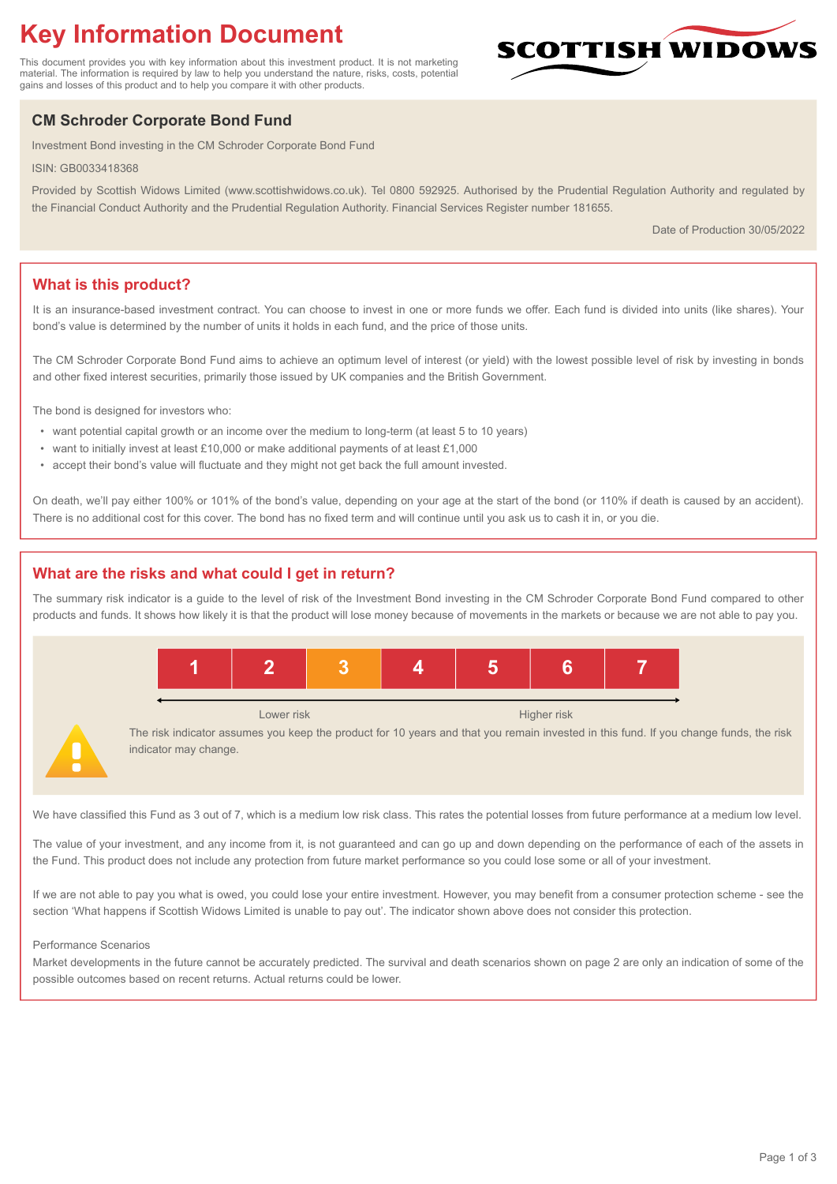# Key Information Document

This document provides you with key information about this investment product. It is not marketing material. The information is required by law to help you understand the nature, risks, costs, potential gains and losses of this product and to help you compare it with other products.

SCOTTISH WIDOWS

## CM Schroder Corporate Bond Fund

Investment Bond investing in the CM Schroder Corporate Bond Fund

ISIN: GB0033418368

Provided by Scottish Widows Limited (www.scottishwidows.co.uk). Tel 0800 592925. Authorised by the Prudential Regulation Authority and regulated by the Financial Conduct Authority and the Prudential Regulation Authority. Financial Services Register number 181655.

Date of Production 30/05/2022

## What is this product?

It is an insurance-based investment contract. You can choose to invest in one or more funds we offer. Each fund is divided into units (like shares). Your bond's value is determined by the number of units it holds in each fund, and the price of those units.

The CM Schroder Corporate Bond Fund aims to achieve an optimum level of interest (or yield) with the lowest possible level of risk by investing in bonds and other fixed interest securities, primarily those issued by UK companies and the British Government.

The bond is designed for investors who:

- want potential capital growth or an income over the medium to long-term (at least 5 to 10 years)
- want to initially invest at least £10,000 or make additional payments of at least £1,000
- accept their bond's value will fluctuate and they might not get back the full amount invested.

On death, we'll pay either 100% or 101% of the bond's value, depending on your age at the start of the bond (or 110% if death is caused by an accident). There is no additional cost for this cover. The bond has no fixed term and will continue until you ask us to cash it in, or you die.

## What are the risks and what could I get in return?

The summary risk indicator is a guide to the level of risk of the Investment Bond investing in the CM Schroder Corporate Bond Fund compared to other products and funds. It shows how likely it is that the product will lose money because of movements in the markets or because we are not able to pay you.

| 1 | 2 | **3** | 4 | 5 | 6 | 7 |
|---|---|---|---|---|---|---|

Lower risk ← → Higher risk

The risk indicator assumes you keep the product for 10 years and that you remain invested in this fund. If you change funds, the risk indicator may change.

We have classified this Fund as 3 out of 7, which is a medium low risk class. This rates the potential losses from future performance at a medium low level.

The value of your investment, and any income from it, is not guaranteed and can go up and down depending on the performance of each of the assets in the Fund. This product does not include any protection from future market performance so you could lose some or all of your investment.

If we are not able to pay you what is owed, you could lose your entire investment. However, you may benefit from a consumer protection scheme - see the section 'What happens if Scottish Widows Limited is unable to pay out'. The indicator shown above does not consider this protection.

Performance Scenarios

Market developments in the future cannot be accurately predicted. The survival and death scenarios shown on page 2 are only an indication of some of the possible outcomes based on recent returns. Actual returns could be lower.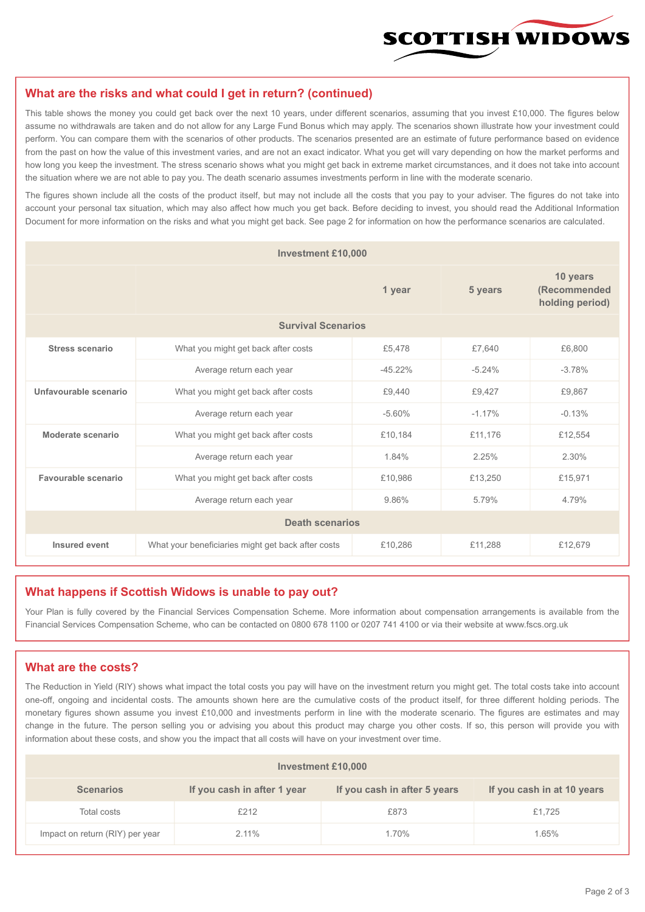## What are the risks and what could I get in return? (continued)

This table shows the money you could get back over the next 10 years, under different scenarios, assuming that you invest £10,000. The figures below assume no withdrawals are taken and do not allow for any Large Fund Bonus which may apply. The scenarios shown illustrate how your investment could perform. You can compare them with the scenarios of other products. The scenarios presented are an estimate of future performance based on evidence from the past on how the value of this investment varies, and are not an exact indicator. What you get will vary depending on how the market performs and how long you keep the investment. The stress scenario shows what you might get back in extreme market circumstances, and it does not take into account the situation where we are not able to pay you. The death scenario assumes investments perform in line with the moderate scenario.

The figures shown include all the costs of the product itself, but may not include all the costs that you pay to your adviser. The figures do not take into account your personal tax situation, which may also affect how much you get back. Before deciding to invest, you should read the Additional Information Document for more information on the risks and what you might get back. See page 2 for information on how the performance scenarios are calculated.

| Investment £10,000 | | | | |
|---|---|---|---|---|
| | | 1 year | 5 years | 10 years (Recommended holding period) |
| **Survival Scenarios** | | | | |
| **Stress scenario** | What you might get back after costs | £5,478 | £7,640 | £6,800 |
| | Average return each year | -45.22% | -5.24% | -3.78% |
| **Unfavourable scenario** | What you might get back after costs | £9,440 | £9,427 | £9,867 |
| | Average return each year | -5.60% | -1.17% | -0.13% |
| **Moderate scenario** | What you might get back after costs | £10,184 | £11,176 | £12,554 |
| | Average return each year | 1.84% | 2.25% | 2.30% |
| **Favourable scenario** | What you might get back after costs | £10,986 | £13,250 | £15,971 |
| | Average return each year | 9.86% | 5.79% | 4.79% |
| **Death scenarios** | | | | |
| **Insured event** | What your beneficiaries might get back after costs | £10,286 | £11,288 | £12,679 |

## What happens if Scottish Widows is unable to pay out?

Your Plan is fully covered by the Financial Services Compensation Scheme. More information about compensation arrangements is available from the Financial Services Compensation Scheme, who can be contacted on 0800 678 1100 or 0207 741 4100 or via their website at www.fscs.org.uk

## What are the costs?

The Reduction in Yield (RIY) shows what impact the total costs you pay will have on the investment return you might get. The total costs take into account one-off, ongoing and incidental costs. The amounts shown here are the cumulative costs of the product itself, for three different holding periods. The monetary figures shown assume you invest £10,000 and investments perform in line with the moderate scenario. The figures are estimates and may change in the future. The person selling you or advising you about this product may charge you other costs. If so, this person will provide you with information about these costs, and show you the impact that all costs will have on your investment over time.

| Investment £10,000 | | | |
|---|---|---|---|
| **Scenarios** | **If you cash in after 1 year** | **If you cash in after 5 years** | **If you cash in at 10 years** |
| Total costs | £212 | £873 | £1,725 |
| Impact on return (RIY) per year | 2.11% | 1.70% | 1.65% |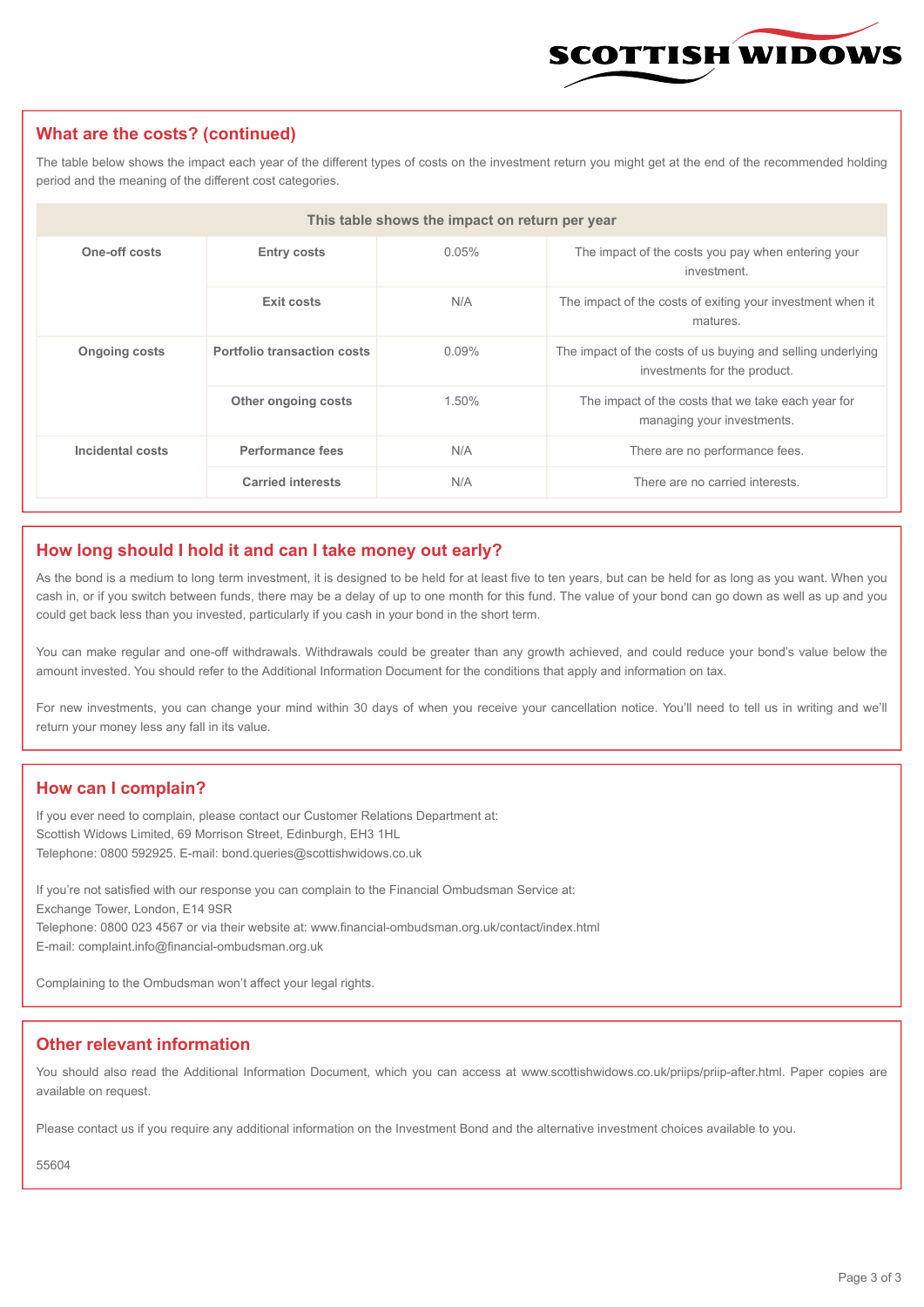## What are the costs? (continued)

The table below shows the impact each year of the different types of costs on the investment return you might get at the end of the recommended holding period and the meaning of the different cost categories.

| This table shows the impact on return per year | | | |
|---|---|---|---|
| **One-off costs** | **Entry costs** | 0.05% | The impact of the costs you pay when entering your investment. |
| | **Exit costs** | N/A | The impact of the costs of exiting your investment when it matures. |
| **Ongoing costs** | **Portfolio transaction costs** | 0.09% | The impact of the costs of us buying and selling underlying investments for the product. |
| | **Other ongoing costs** | 1.50% | The impact of the costs that we take each year for managing your investments. |
| **Incidental costs** | **Performance fees** | N/A | There are no performance fees. |
| | **Carried interests** | N/A | There are no carried interests. |

## How long should I hold it and can I take money out early?

As the bond is a medium to long term investment, it is designed to be held for at least five to ten years, but can be held for as long as you want. When you cash in, or if you switch between funds, there may be a delay of up to one month for this fund. The value of your bond can go down as well as up and you could get back less than you invested, particularly if you cash in your bond in the short term.

You can make regular and one-off withdrawals. Withdrawals could be greater than any growth achieved, and could reduce your bond's value below the amount invested. You should refer to the Additional Information Document for the conditions that apply and information on tax.

For new investments, you can change your mind within 30 days of when you receive your cancellation notice. You'll need to tell us in writing and we'll return your money less any fall in its value.

## How can I complain?

If you ever need to complain, please contact our Customer Relations Department at:
Scottish Widows Limited, 69 Morrison Street, Edinburgh, EH3 1HL
Telephone: 0800 592925. E-mail: bond.queries@scottishwidows.co.uk

If you're not satisfied with our response you can complain to the Financial Ombudsman Service at:
Exchange Tower, London, E14 9SR
Telephone: 0800 023 4567 or via their website at: www.financial-ombudsman.org.uk/contact/index.html
E-mail: complaint.info@financial-ombudsman.org.uk

Complaining to the Ombudsman won't affect your legal rights.

## Other relevant information

You should also read the Additional Information Document, which you can access at www.scottishwidows.co.uk/priips/priip-after.html. Paper copies are available on request.

Please contact us if you require any additional information on the Investment Bond and the alternative investment choices available to you.

55604